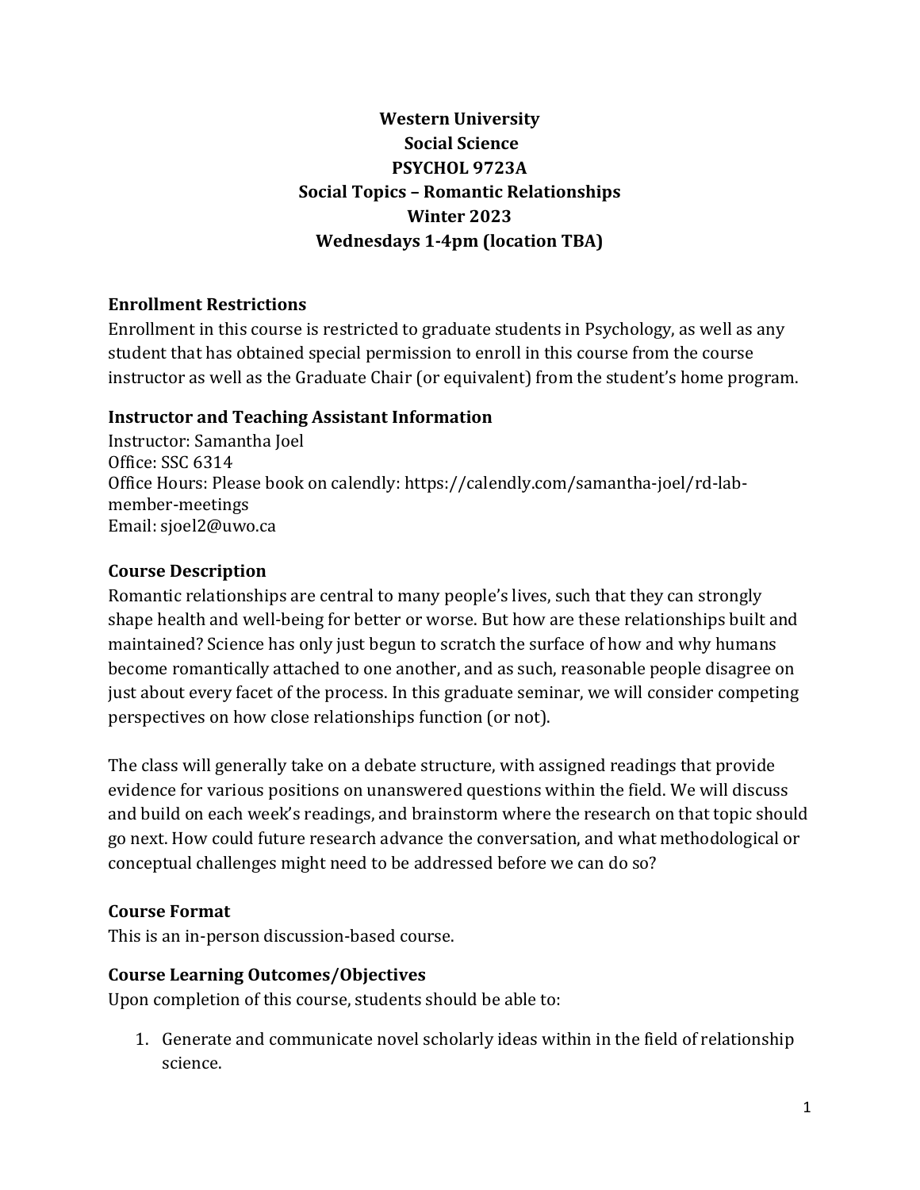**Western University**
**Social Science**
**PSYCHOL 9723A**
**Social Topics – Romantic Relationships**
**Winter 2023**
**Wednesdays 1-4pm (location TBA)**

## Enrollment Restrictions

Enrollment in this course is restricted to graduate students in Psychology, as well as any student that has obtained special permission to enroll in this course from the course instructor as well as the Graduate Chair (or equivalent) from the student's home program.

## Instructor and Teaching Assistant Information

Instructor: Samantha Joel
Office: SSC 6314
Office Hours: Please book on calendly: https://calendly.com/samantha-joel/rd-lab-member-meetings
Email: sjoel2@uwo.ca

## Course Description

Romantic relationships are central to many people's lives, such that they can strongly shape health and well-being for better or worse. But how are these relationships built and maintained? Science has only just begun to scratch the surface of how and why humans become romantically attached to one another, and as such, reasonable people disagree on just about every facet of the process. In this graduate seminar, we will consider competing perspectives on how close relationships function (or not).

The class will generally take on a debate structure, with assigned readings that provide evidence for various positions on unanswered questions within the field. We will discuss and build on each week's readings, and brainstorm where the research on that topic should go next. How could future research advance the conversation, and what methodological or conceptual challenges might need to be addressed before we can do so?

## Course Format

This is an in-person discussion-based course.

## Course Learning Outcomes/Objectives

Upon completion of this course, students should be able to:

1. Generate and communicate novel scholarly ideas within in the field of relationship science.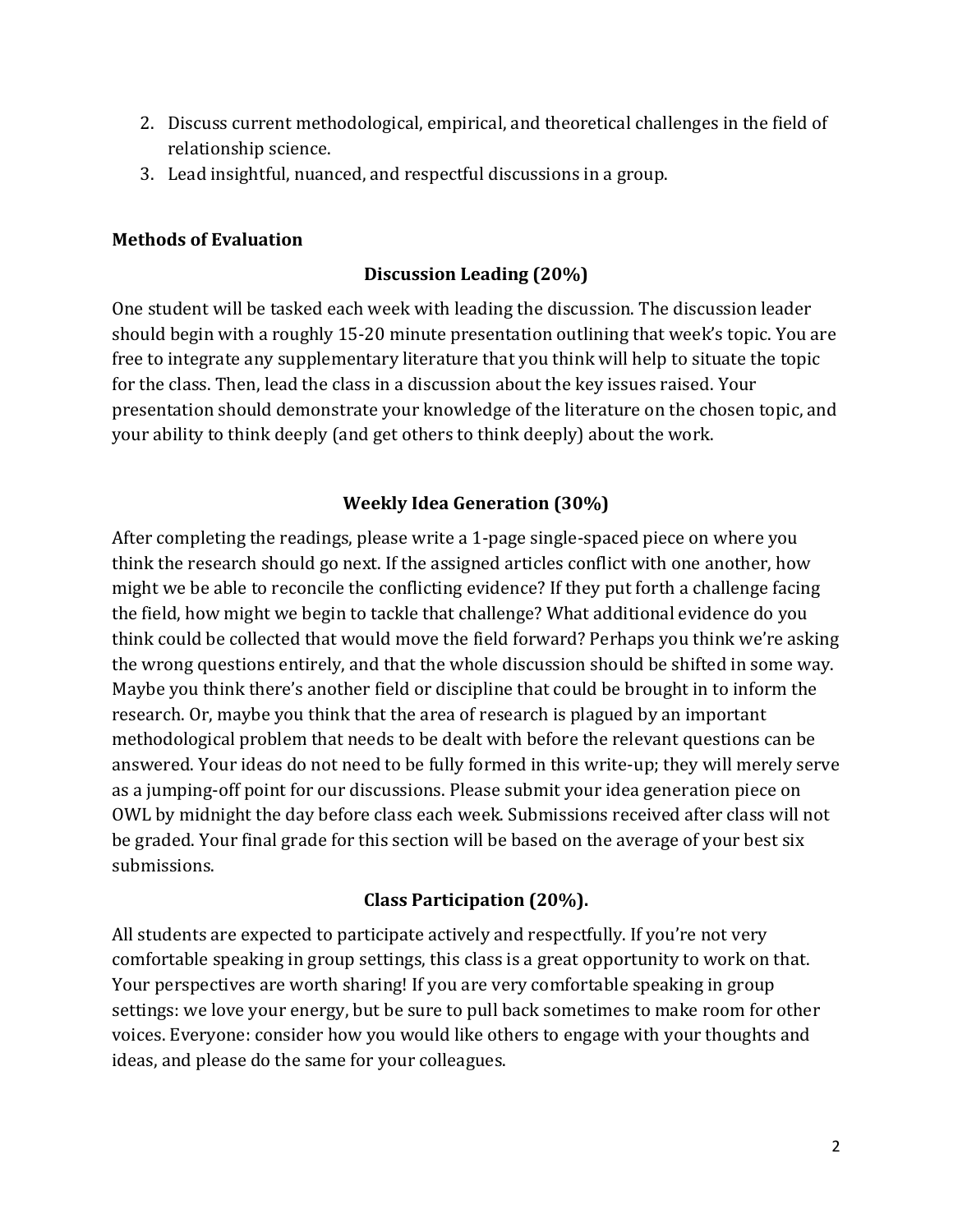2. Discuss current methodological, empirical, and theoretical challenges in the field of relationship science.
3. Lead insightful, nuanced, and respectful discussions in a group.

**Methods of Evaluation**

**Discussion Leading (20%)**

One student will be tasked each week with leading the discussion. The discussion leader should begin with a roughly 15-20 minute presentation outlining that week's topic. You are free to integrate any supplementary literature that you think will help to situate the topic for the class. Then, lead the class in a discussion about the key issues raised. Your presentation should demonstrate your knowledge of the literature on the chosen topic, and your ability to think deeply (and get others to think deeply) about the work.

**Weekly Idea Generation (30%)**

After completing the readings, please write a 1-page single-spaced piece on where you think the research should go next. If the assigned articles conflict with one another, how might we be able to reconcile the conflicting evidence? If they put forth a challenge facing the field, how might we begin to tackle that challenge? What additional evidence do you think could be collected that would move the field forward? Perhaps you think we're asking the wrong questions entirely, and that the whole discussion should be shifted in some way. Maybe you think there's another field or discipline that could be brought in to inform the research. Or, maybe you think that the area of research is plagued by an important methodological problem that needs to be dealt with before the relevant questions can be answered. Your ideas do not need to be fully formed in this write-up; they will merely serve as a jumping-off point for our discussions. Please submit your idea generation piece on OWL by midnight the day before class each week. Submissions received after class will not be graded. Your final grade for this section will be based on the average of your best six submissions.

**Class Participation (20%).**

All students are expected to participate actively and respectfully. If you're not very comfortable speaking in group settings, this class is a great opportunity to work on that. Your perspectives are worth sharing! If you are very comfortable speaking in group settings: we love your energy, but be sure to pull back sometimes to make room for other voices. Everyone: consider how you would like others to engage with your thoughts and ideas, and please do the same for your colleagues.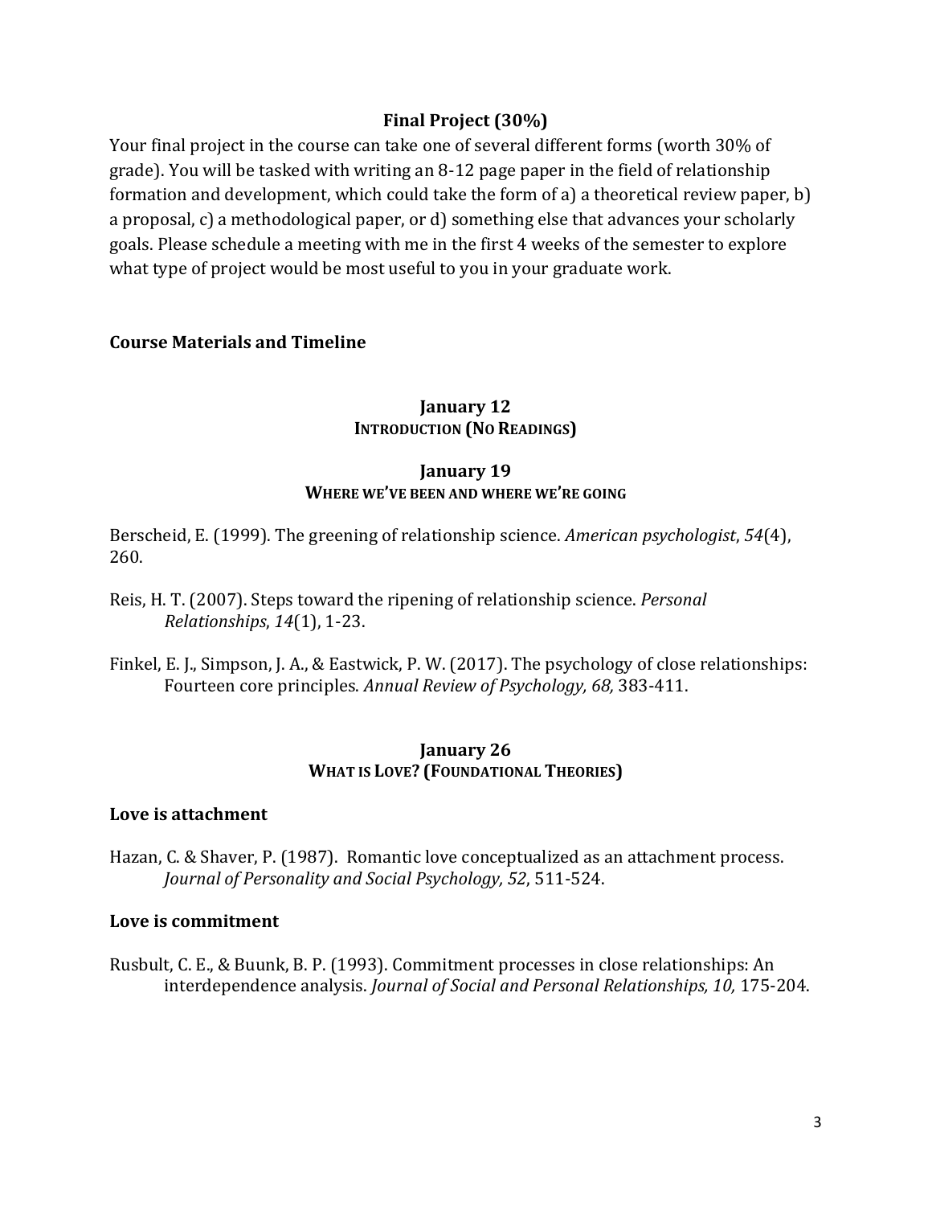## Final Project (30%)

Your final project in the course can take one of several different forms (worth 30% of grade). You will be tasked with writing an 8-12 page paper in the field of relationship formation and development, which could take the form of a) a theoretical review paper, b) a proposal, c) a methodological paper, or d) something else that advances your scholarly goals. Please schedule a meeting with me in the first 4 weeks of the semester to explore what type of project would be most useful to you in your graduate work.

## Course Materials and Timeline

### January 12
**INTRODUCTION (NO READINGS)**

### January 19
**WHERE WE'VE BEEN AND WHERE WE'RE GOING**

Berscheid, E. (1999). The greening of relationship science. *American psychologist*, *54*(4), 260.

Reis, H. T. (2007). Steps toward the ripening of relationship science. *Personal Relationships*, *14*(1), 1-23.

Finkel, E. J., Simpson, J. A., & Eastwick, P. W. (2017). The psychology of close relationships: Fourteen core principles. *Annual Review of Psychology, 68,* 383-411.

### January 26
**WHAT IS LOVE? (FOUNDATIONAL THEORIES)**

**Love is attachment**

Hazan, C. & Shaver, P. (1987). Romantic love conceptualized as an attachment process. *Journal of Personality and Social Psychology, 52*, 511-524.

**Love is commitment**

Rusbult, C. E., & Buunk, B. P. (1993). Commitment processes in close relationships: An interdependence analysis. *Journal of Social and Personal Relationships, 10,* 175-204.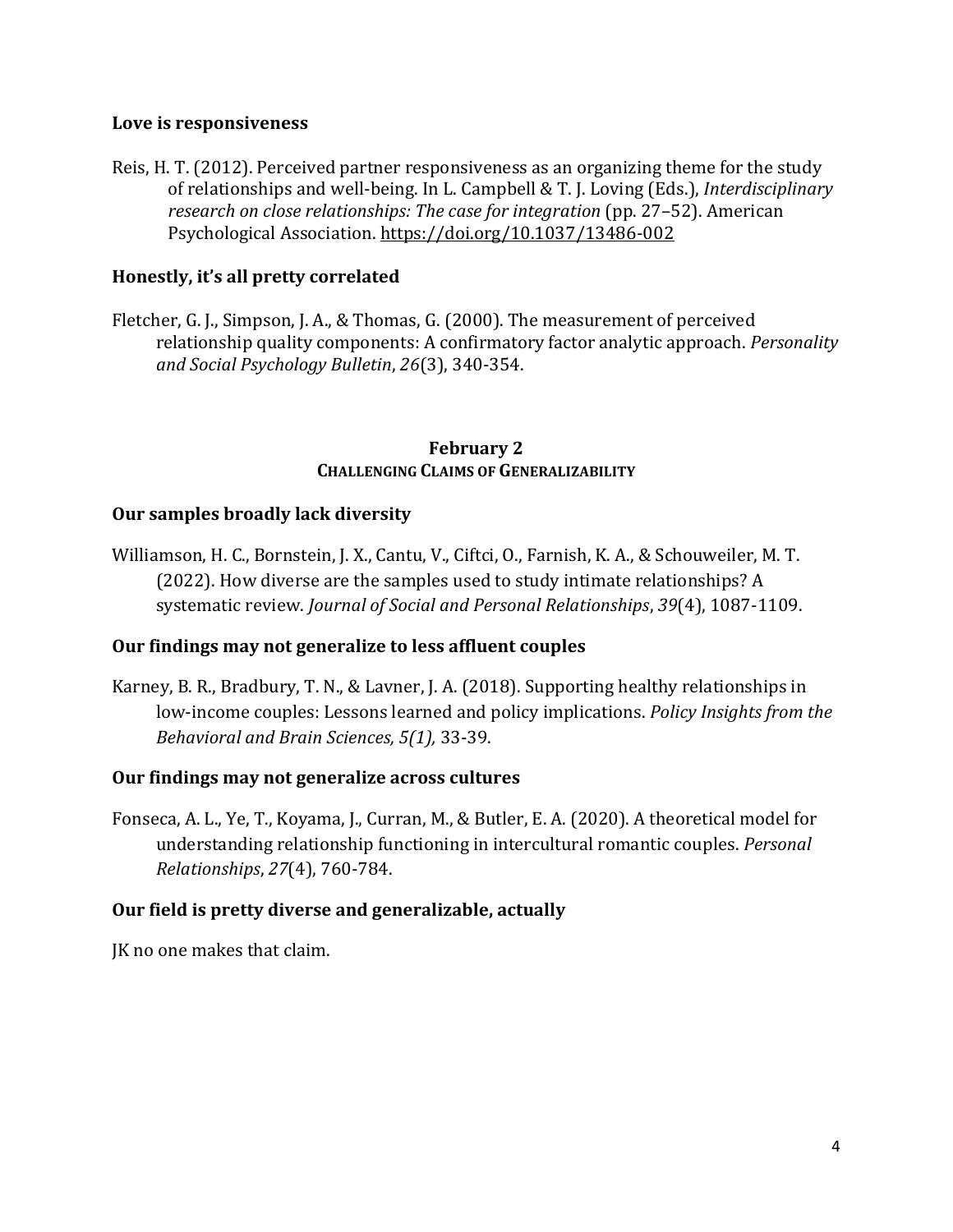**Love is responsiveness**

Reis, H. T. (2012). Perceived partner responsiveness as an organizing theme for the study of relationships and well-being. In L. Campbell & T. J. Loving (Eds.), *Interdisciplinary research on close relationships: The case for integration* (pp. 27–52). American Psychological Association. https://doi.org/10.1037/13486-002

**Honestly, it's all pretty correlated**

Fletcher, G. J., Simpson, J. A., & Thomas, G. (2000). The measurement of perceived relationship quality components: A confirmatory factor analytic approach. *Personality and Social Psychology Bulletin*, *26*(3), 340-354.

## February 2
### CHALLENGING CLAIMS OF GENERALIZABILITY

**Our samples broadly lack diversity**

Williamson, H. C., Bornstein, J. X., Cantu, V., Ciftci, O., Farnish, K. A., & Schouweiler, M. T. (2022). How diverse are the samples used to study intimate relationships? A systematic review. *Journal of Social and Personal Relationships*, *39*(4), 1087-1109.

**Our findings may not generalize to less affluent couples**

Karney, B. R., Bradbury, T. N., & Lavner, J. A. (2018). Supporting healthy relationships in low-income couples: Lessons learned and policy implications. *Policy Insights from the Behavioral and Brain Sciences, 5(1),* 33-39.

**Our findings may not generalize across cultures**

Fonseca, A. L., Ye, T., Koyama, J., Curran, M., & Butler, E. A. (2020). A theoretical model for understanding relationship functioning in intercultural romantic couples. *Personal Relationships*, *27*(4), 760-784.

**Our field is pretty diverse and generalizable, actually**

JK no one makes that claim.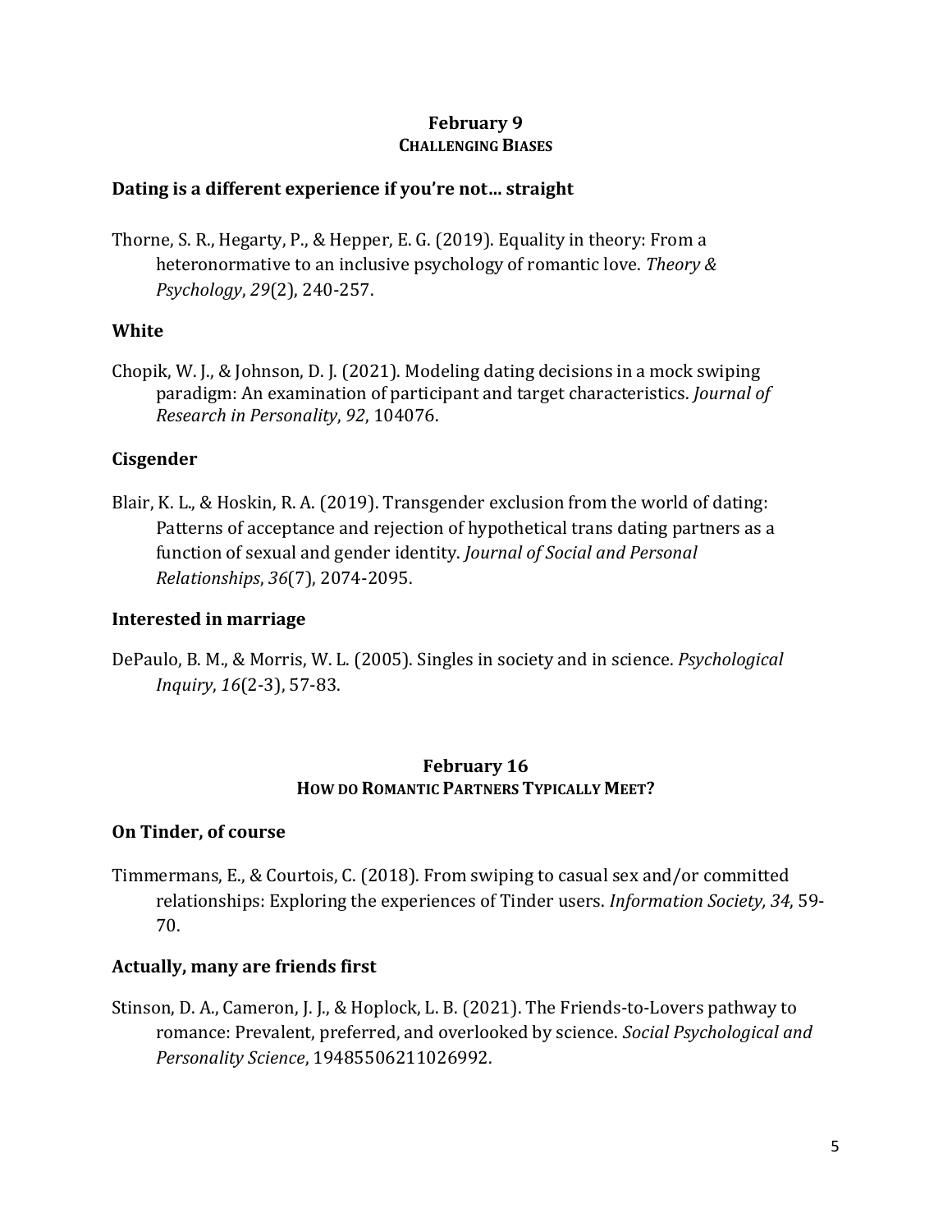## February 9
### Challenging Biases

**Dating is a different experience if you're not… straight**

Thorne, S. R., Hegarty, P., & Hepper, E. G. (2019). Equality in theory: From a heteronormative to an inclusive psychology of romantic love. *Theory & Psychology*, *29*(2), 240-257.

**White**

Chopik, W. J., & Johnson, D. J. (2021). Modeling dating decisions in a mock swiping paradigm: An examination of participant and target characteristics. *Journal of Research in Personality*, *92*, 104076.

**Cisgender**

Blair, K. L., & Hoskin, R. A. (2019). Transgender exclusion from the world of dating: Patterns of acceptance and rejection of hypothetical trans dating partners as a function of sexual and gender identity. *Journal of Social and Personal Relationships*, *36*(7), 2074-2095.

**Interested in marriage**

DePaulo, B. M., & Morris, W. L. (2005). Singles in society and in science. *Psychological Inquiry*, *16*(2-3), 57-83.

## February 16
### How do Romantic Partners Typically Meet?

**On Tinder, of course**

Timmermans, E., & Courtois, C. (2018). From swiping to casual sex and/or committed relationships: Exploring the experiences of Tinder users. *Information Society, 34*, 59-70.

**Actually, many are friends first**

Stinson, D. A., Cameron, J. J., & Hoplock, L. B. (2021). The Friends-to-Lovers pathway to romance: Prevalent, preferred, and overlooked by science. *Social Psychological and Personality Science*, 19485506211026992.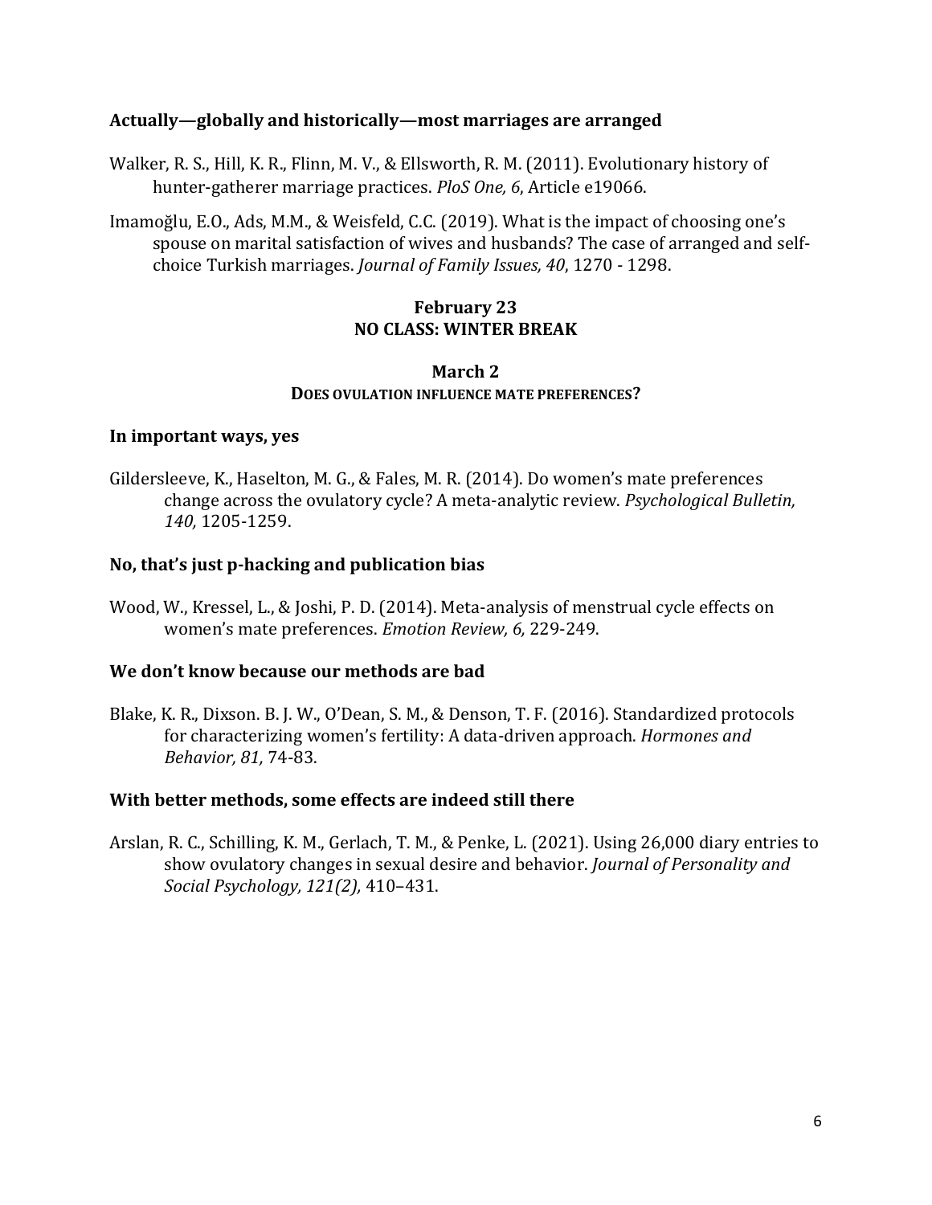**Actually—globally and historically—most marriages are arranged**

Walker, R. S., Hill, K. R., Flinn, M. V., & Ellsworth, R. M. (2011). Evolutionary history of hunter-gatherer marriage practices. *PloS One, 6*, Article e19066.

Imamoğlu, E.O., Ads, M.M., & Weisfeld, C.C. (2019). What is the impact of choosing one's spouse on marital satisfaction of wives and husbands? The case of arranged and self-choice Turkish marriages. *Journal of Family Issues, 40*, 1270 - 1298.

**February 23**
**NO CLASS: WINTER BREAK**

**March 2**
**DOES OVULATION INFLUENCE MATE PREFERENCES?**

**In important ways, yes**

Gildersleeve, K., Haselton, M. G., & Fales, M. R. (2014). Do women's mate preferences change across the ovulatory cycle? A meta-analytic review. *Psychological Bulletin, 140,* 1205-1259.

**No, that's just p-hacking and publication bias**

Wood, W., Kressel, L., & Joshi, P. D. (2014). Meta-analysis of menstrual cycle effects on women's mate preferences. *Emotion Review, 6,* 229-249.

**We don't know because our methods are bad**

Blake, K. R., Dixson. B. J. W., O'Dean, S. M., & Denson, T. F. (2016). Standardized protocols for characterizing women's fertility: A data-driven approach. *Hormones and Behavior, 81,* 74-83.

**With better methods, some effects are indeed still there**

Arslan, R. C., Schilling, K. M., Gerlach, T. M., & Penke, L. (2021). Using 26,000 diary entries to show ovulatory changes in sexual desire and behavior. *Journal of Personality and Social Psychology, 121(2),* 410–431.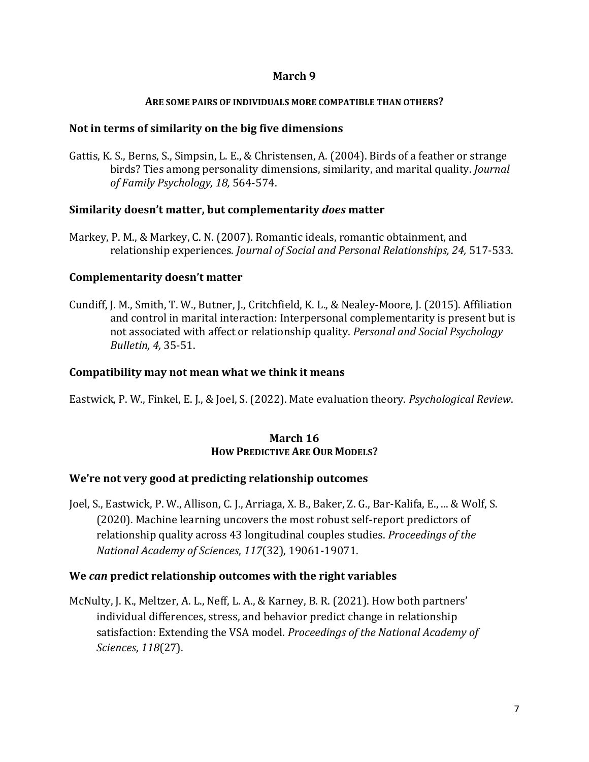## March 9

### ARE SOME PAIRS OF INDIVIDUALS MORE COMPATIBLE THAN OTHERS?

**Not in terms of similarity on the big five dimensions**

Gattis, K. S., Berns, S., Simpsin, L. E., & Christensen, A. (2004). Birds of a feather or strange birds? Ties among personality dimensions, similarity, and marital quality. *Journal of Family Psychology, 18,* 564-574.

**Similarity doesn't matter, but complementarity *does* matter**

Markey, P. M., & Markey, C. N. (2007). Romantic ideals, romantic obtainment, and relationship experiences. *Journal of Social and Personal Relationships, 24,* 517-533.

**Complementarity doesn't matter**

Cundiff, J. M., Smith, T. W., Butner, J., Critchfield, K. L., & Nealey-Moore, J. (2015). Affiliation and control in marital interaction: Interpersonal complementarity is present but is not associated with affect or relationship quality. *Personal and Social Psychology Bulletin, 4,* 35-51.

**Compatibility may not mean what we think it means**

Eastwick, P. W., Finkel, E. J., & Joel, S. (2022). Mate evaluation theory. *Psychological Review*.

## March 16
### HOW PREDICTIVE ARE OUR MODELS?

**We're not very good at predicting relationship outcomes**

Joel, S., Eastwick, P. W., Allison, C. J., Arriaga, X. B., Baker, Z. G., Bar-Kalifa, E., ... & Wolf, S. (2020). Machine learning uncovers the most robust self-report predictors of relationship quality across 43 longitudinal couples studies. *Proceedings of the National Academy of Sciences*, *117*(32), 19061-19071.

**We *can* predict relationship outcomes with the right variables**

McNulty, J. K., Meltzer, A. L., Neff, L. A., & Karney, B. R. (2021). How both partners' individual differences, stress, and behavior predict change in relationship satisfaction: Extending the VSA model. *Proceedings of the National Academy of Sciences*, *118*(27).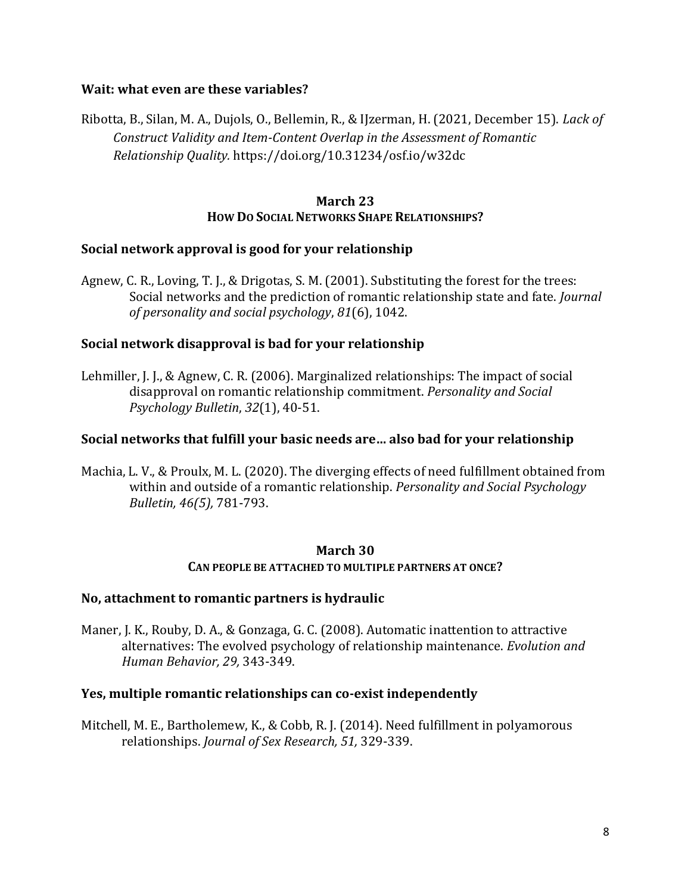**Wait: what even are these variables?**

Ribotta, B., Silan, M. A., Dujols, O., Bellemin, R., & IJzerman, H. (2021, December 15). *Lack of Construct Validity and Item-Content Overlap in the Assessment of Romantic Relationship Quality.* https://doi.org/10.31234/osf.io/w32dc

## March 23
### HOW DO SOCIAL NETWORKS SHAPE RELATIONSHIPS?

**Social network approval is good for your relationship**

Agnew, C. R., Loving, T. J., & Drigotas, S. M. (2001). Substituting the forest for the trees: Social networks and the prediction of romantic relationship state and fate. *Journal of personality and social psychology*, *81*(6), 1042.

**Social network disapproval is bad for your relationship**

Lehmiller, J. J., & Agnew, C. R. (2006). Marginalized relationships: The impact of social disapproval on romantic relationship commitment. *Personality and Social Psychology Bulletin*, *32*(1), 40-51.

**Social networks that fulfill your basic needs are… also bad for your relationship**

Machia, L. V., & Proulx, M. L. (2020). The diverging effects of need fulfillment obtained from within and outside of a romantic relationship. *Personality and Social Psychology Bulletin, 46(5),* 781-793.

## March 30
### CAN PEOPLE BE ATTACHED TO MULTIPLE PARTNERS AT ONCE?

**No, attachment to romantic partners is hydraulic**

Maner, J. K., Rouby, D. A., & Gonzaga, G. C. (2008). Automatic inattention to attractive alternatives: The evolved psychology of relationship maintenance. *Evolution and Human Behavior, 29,* 343-349.

**Yes, multiple romantic relationships can co-exist independently**

Mitchell, M. E., Bartholemew, K., & Cobb, R. J. (2014). Need fulfillment in polyamorous relationships. *Journal of Sex Research, 51,* 329-339.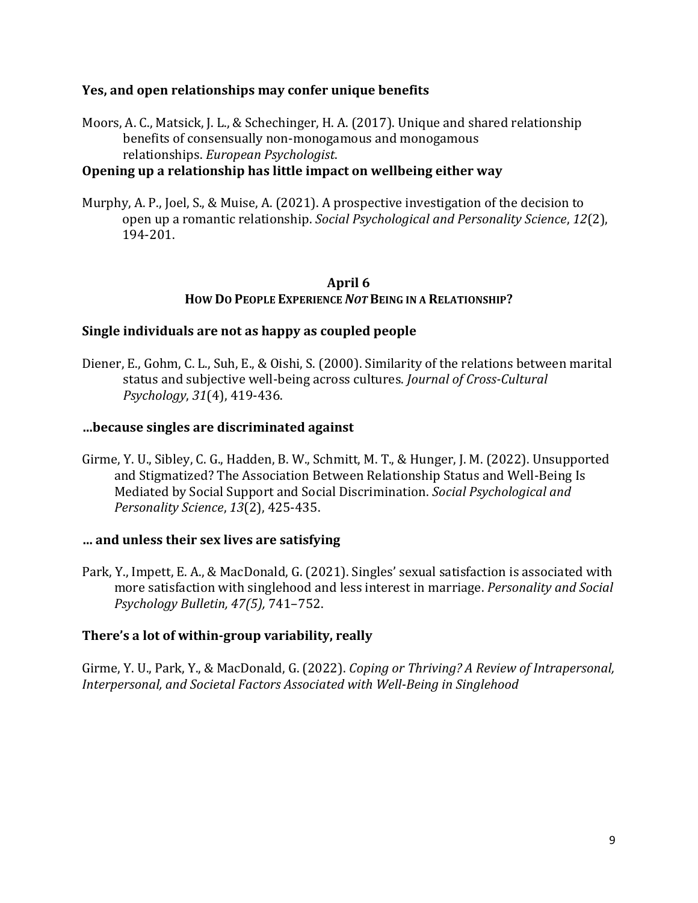**Yes, and open relationships may confer unique benefits**

Moors, A. C., Matsick, J. L., & Schechinger, H. A. (2017). Unique and shared relationship benefits of consensually non-monogamous and monogamous relationships. *European Psychologist*.

**Opening up a relationship has little impact on wellbeing either way**

Murphy, A. P., Joel, S., & Muise, A. (2021). A prospective investigation of the decision to open up a romantic relationship. *Social Psychological and Personality Science*, *12*(2), 194-201.

## April 6

### HOW DO PEOPLE EXPERIENCE *NOT* BEING IN A RELATIONSHIP?

**Single individuals are not as happy as coupled people**

Diener, E., Gohm, C. L., Suh, E., & Oishi, S. (2000). Similarity of the relations between marital status and subjective well-being across cultures. *Journal of Cross-Cultural Psychology*, *31*(4), 419-436.

**…because singles are discriminated against**

Girme, Y. U., Sibley, C. G., Hadden, B. W., Schmitt, M. T., & Hunger, J. M. (2022). Unsupported and Stigmatized? The Association Between Relationship Status and Well-Being Is Mediated by Social Support and Social Discrimination. *Social Psychological and Personality Science*, *13*(2), 425-435.

**… and unless their sex lives are satisfying**

Park, Y., Impett, E. A., & MacDonald, G. (2021). Singles' sexual satisfaction is associated with more satisfaction with singlehood and less interest in marriage. *Personality and Social Psychology Bulletin, 47(5),* 741–752.

**There's a lot of within-group variability, really**

Girme, Y. U., Park, Y., & MacDonald, G. (2022). *Coping or Thriving? A Review of Intrapersonal, Interpersonal, and Societal Factors Associated with Well-Being in Singlehood*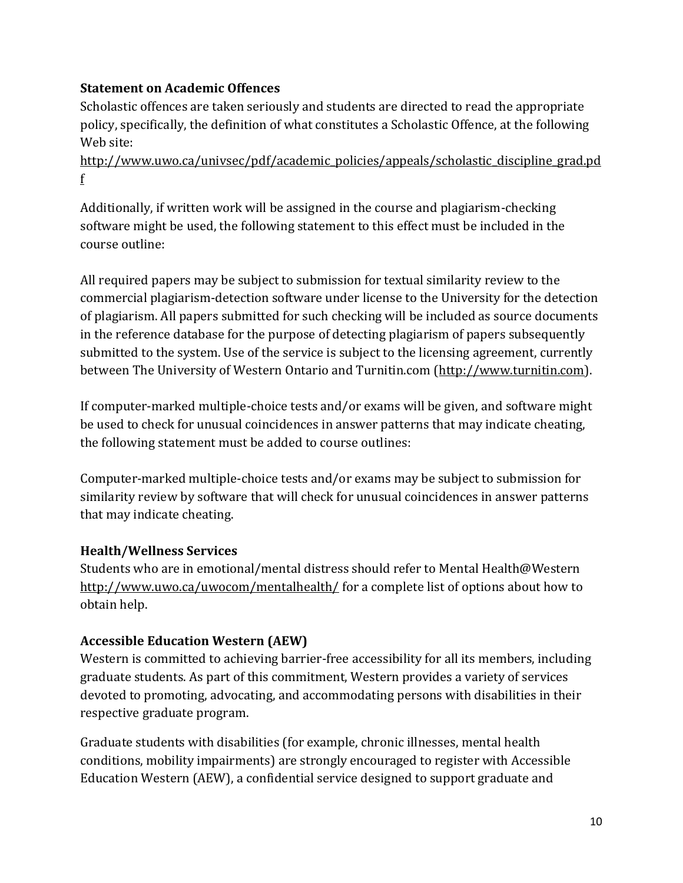### Statement on Academic Offences

Scholastic offences are taken seriously and students are directed to read the appropriate policy, specifically, the definition of what constitutes a Scholastic Offence, at the following Web site:
http://www.uwo.ca/univsec/pdf/academic_policies/appeals/scholastic_discipline_grad.pdf

Additionally, if written work will be assigned in the course and plagiarism-checking software might be used, the following statement to this effect must be included in the course outline:

All required papers may be subject to submission for textual similarity review to the commercial plagiarism-detection software under license to the University for the detection of plagiarism. All papers submitted for such checking will be included as source documents in the reference database for the purpose of detecting plagiarism of papers subsequently submitted to the system. Use of the service is subject to the licensing agreement, currently between The University of Western Ontario and Turnitin.com (http://www.turnitin.com).

If computer-marked multiple-choice tests and/or exams will be given, and software might be used to check for unusual coincidences in answer patterns that may indicate cheating, the following statement must be added to course outlines:

Computer-marked multiple-choice tests and/or exams may be subject to submission for similarity review by software that will check for unusual coincidences in answer patterns that may indicate cheating.

### Health/Wellness Services

Students who are in emotional/mental distress should refer to Mental Health@Western http://www.uwo.ca/uwocom/mentalhealth/ for a complete list of options about how to obtain help.

### Accessible Education Western (AEW)

Western is committed to achieving barrier-free accessibility for all its members, including graduate students. As part of this commitment, Western provides a variety of services devoted to promoting, advocating, and accommodating persons with disabilities in their respective graduate program.

Graduate students with disabilities (for example, chronic illnesses, mental health conditions, mobility impairments) are strongly encouraged to register with Accessible Education Western (AEW), a confidential service designed to support graduate and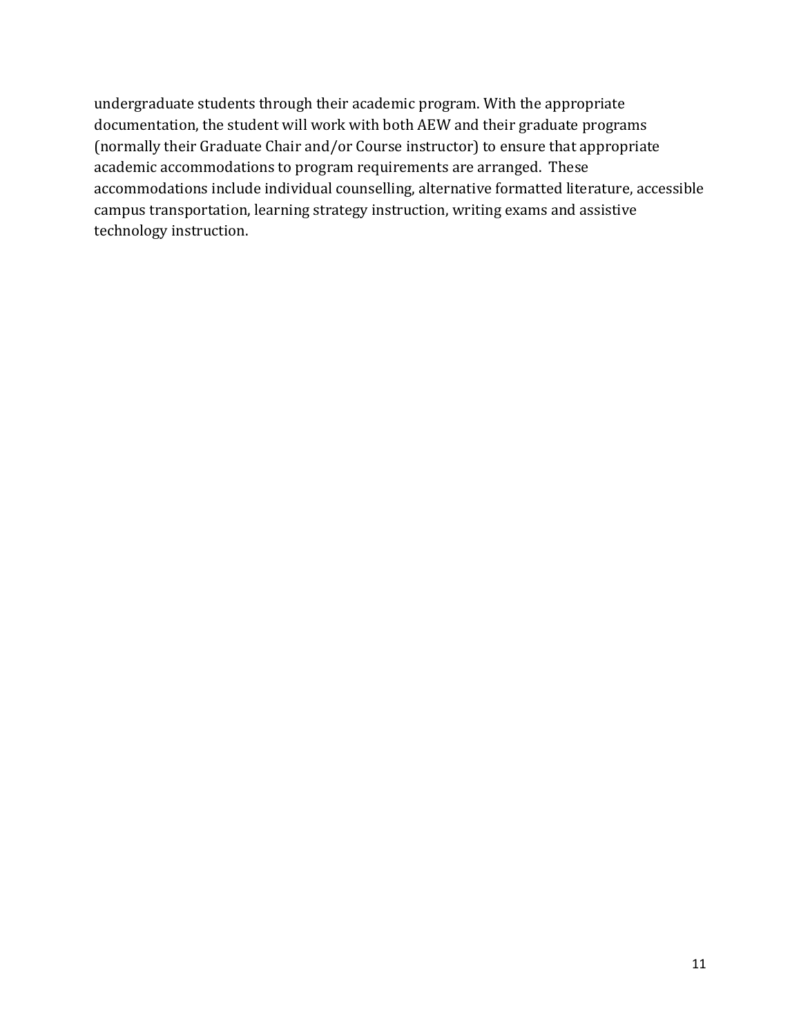undergraduate students through their academic program. With the appropriate documentation, the student will work with both AEW and their graduate programs (normally their Graduate Chair and/or Course instructor) to ensure that appropriate academic accommodations to program requirements are arranged. These accommodations include individual counselling, alternative formatted literature, accessible campus transportation, learning strategy instruction, writing exams and assistive technology instruction.